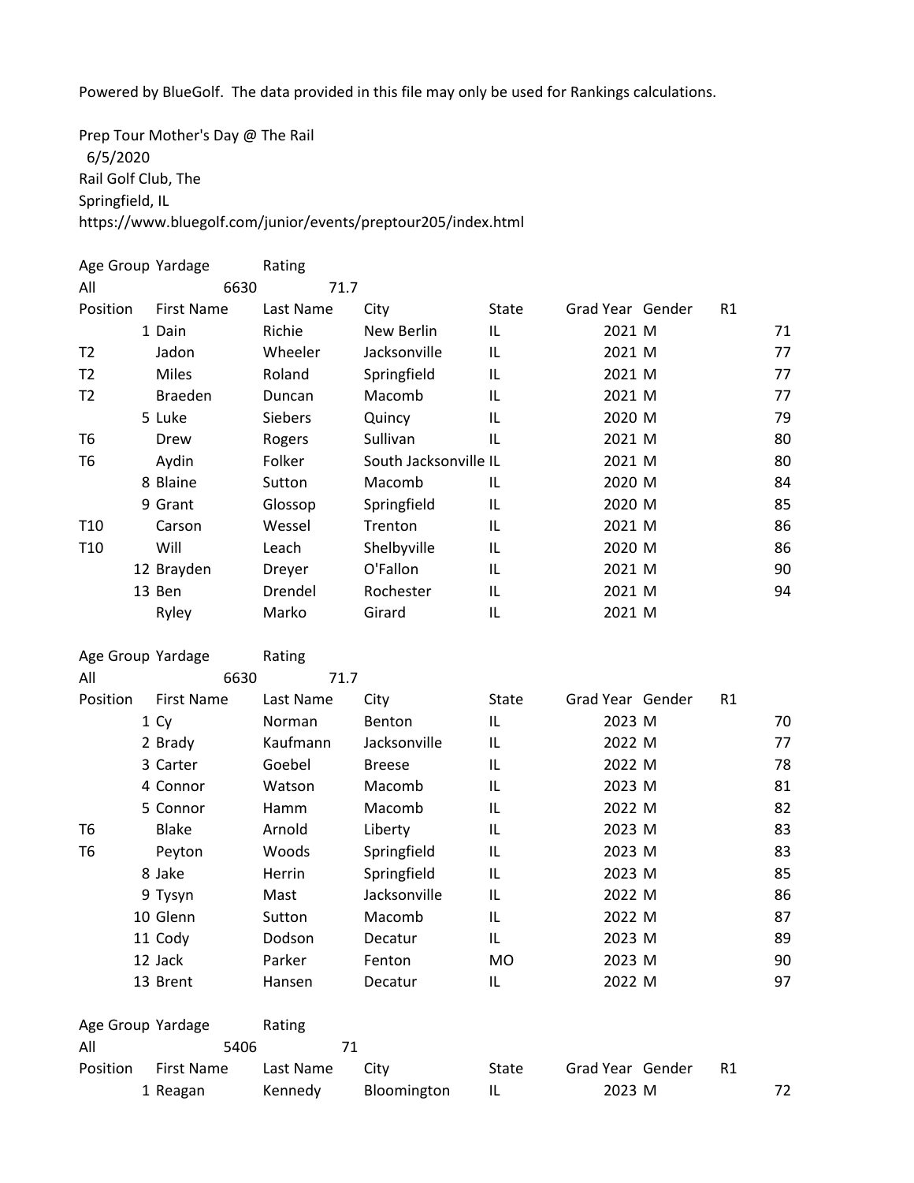Powered by BlueGolf. The data provided in this file may only be used for Rankings calculations.

Prep Tour Mother's Day @ The Rail
6/5/2020
Rail Golf Club, The
Springfield, IL
https://www.bluegolf.com/junior/events/preptour205/index.html

| Age Group | Yardage | Rating |
|---|---|---|
| All | 6630 | 71.7 |

| Position | First Name | Last Name | City | State | Grad Year | Gender | R1 |
|---|---|---|---|---|---|---|---|
| 1 | Dain | Richie | New Berlin | IL | 2021 | M | 71 |
| T2 | Jadon | Wheeler | Jacksonville | IL | 2021 | M | 77 |
| T2 | Miles | Roland | Springfield | IL | 2021 | M | 77 |
| T2 | Braeden | Duncan | Macomb | IL | 2021 | M | 77 |
| 5 | Luke | Siebers | Quincy | IL | 2020 | M | 79 |
| T6 | Drew | Rogers | Sullivan | IL | 2021 | M | 80 |
| T6 | Aydin | Folker | South Jacksonville | IL | 2021 | M | 80 |
| 8 | Blaine | Sutton | Macomb | IL | 2020 | M | 84 |
| 9 | Grant | Glossop | Springfield | IL | 2020 | M | 85 |
| T10 | Carson | Wessel | Trenton | IL | 2021 | M | 86 |
| T10 | Will | Leach | Shelbyville | IL | 2020 | M | 86 |
| 12 | Brayden | Dreyer | O'Fallon | IL | 2021 | M | 90 |
| 13 | Ben | Drendel | Rochester | IL | 2021 | M | 94 |
| | Ryley | Marko | Girard | IL | 2021 | M | |

| Age Group | Yardage | Rating |
|---|---|---|
| All | 6630 | 71.7 |

| Position | First Name | Last Name | City | State | Grad Year | Gender | R1 |
|---|---|---|---|---|---|---|---|
| 1 | Cy | Norman | Benton | IL | 2023 | M | 70 |
| 2 | Brady | Kaufmann | Jacksonville | IL | 2022 | M | 77 |
| 3 | Carter | Goebel | Breese | IL | 2022 | M | 78 |
| 4 | Connor | Watson | Macomb | IL | 2023 | M | 81 |
| 5 | Connor | Hamm | Macomb | IL | 2022 | M | 82 |
| T6 | Blake | Arnold | Liberty | IL | 2023 | M | 83 |
| T6 | Peyton | Woods | Springfield | IL | 2023 | M | 83 |
| 8 | Jake | Herrin | Springfield | IL | 2023 | M | 85 |
| 9 | Tysyn | Mast | Jacksonville | IL | 2022 | M | 86 |
| 10 | Glenn | Sutton | Macomb | IL | 2022 | M | 87 |
| 11 | Cody | Dodson | Decatur | IL | 2023 | M | 89 |
| 12 | Jack | Parker | Fenton | MO | 2023 | M | 90 |
| 13 | Brent | Hansen | Decatur | IL | 2022 | M | 97 |

| Age Group | Yardage | Rating |
|---|---|---|
| All | 5406 | 71 |

| Position | First Name | Last Name | City | State | Grad Year | Gender | R1 |
|---|---|---|---|---|---|---|---|
| 1 | Reagan | Kennedy | Bloomington | IL | 2023 | M | 72 |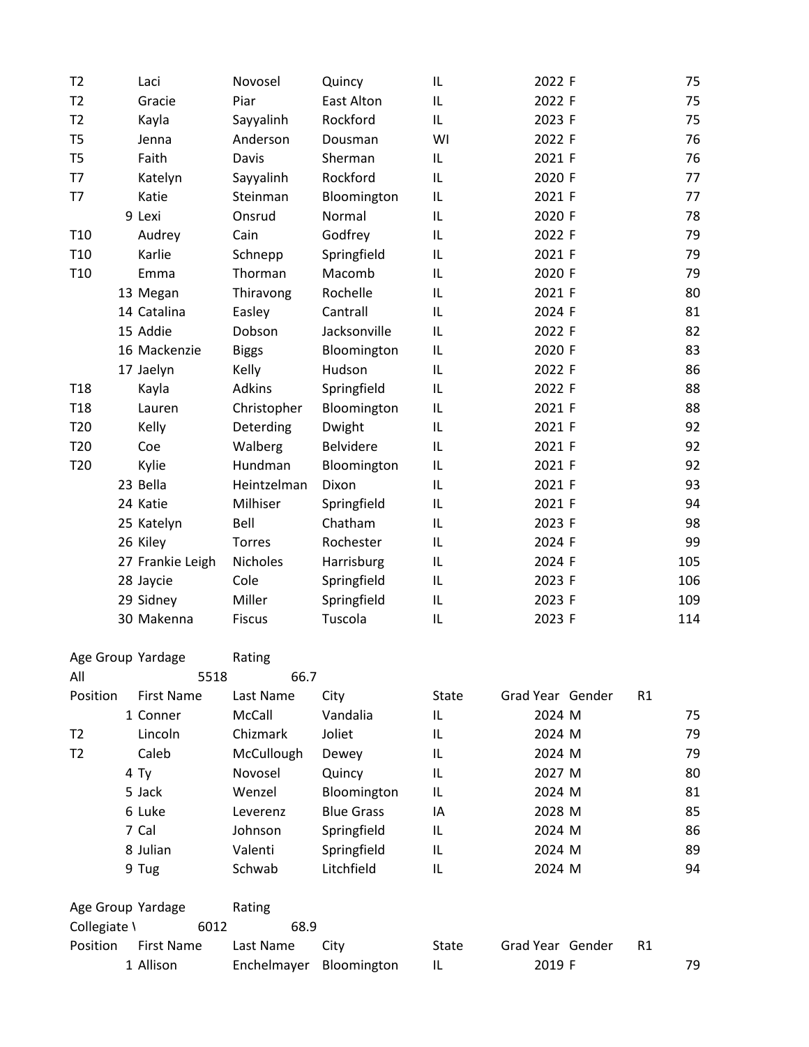| Position | First Name | Last Name | City | State | Grad Year | Gender | R1 |
|---|---|---|---|---|---|---|---|
| T2 | Laci | Novosel | Quincy | IL | 2022 | F | 75 |
| T2 | Gracie | Piar | East Alton | IL | 2022 | F | 75 |
| T2 | Kayla | Sayyalinh | Rockford | IL | 2023 | F | 75 |
| T5 | Jenna | Anderson | Dousman | WI | 2022 | F | 76 |
| T5 | Faith | Davis | Sherman | IL | 2021 | F | 76 |
| T7 | Katelyn | Sayyalinh | Rockford | IL | 2020 | F | 77 |
| T7 | Katie | Steinman | Bloomington | IL | 2021 | F | 77 |
| 9 | Lexi | Onsrud | Normal | IL | 2020 | F | 78 |
| T10 | Audrey | Cain | Godfrey | IL | 2022 | F | 79 |
| T10 | Karlie | Schnepp | Springfield | IL | 2021 | F | 79 |
| T10 | Emma | Thorman | Macomb | IL | 2020 | F | 79 |
| 13 | Megan | Thiravong | Rochelle | IL | 2021 | F | 80 |
| 14 | Catalina | Easley | Cantrall | IL | 2024 | F | 81 |
| 15 | Addie | Dobson | Jacksonville | IL | 2022 | F | 82 |
| 16 | Mackenzie | Biggs | Bloomington | IL | 2020 | F | 83 |
| 17 | Jaelyn | Kelly | Hudson | IL | 2022 | F | 86 |
| T18 | Kayla | Adkins | Springfield | IL | 2022 | F | 88 |
| T18 | Lauren | Christopher | Bloomington | IL | 2021 | F | 88 |
| T20 | Kelly | Deterding | Dwight | IL | 2021 | F | 92 |
| T20 | Coe | Walberg | Belvidere | IL | 2021 | F | 92 |
| T20 | Kylie | Hundman | Bloomington | IL | 2021 | F | 92 |
| 23 | Bella | Heintzelman | Dixon | IL | 2021 | F | 93 |
| 24 | Katie | Milhiser | Springfield | IL | 2021 | F | 94 |
| 25 | Katelyn | Bell | Chatham | IL | 2023 | F | 98 |
| 26 | Kiley | Torres | Rochester | IL | 2024 | F | 99 |
| 27 | Frankie Leigh | Nicholes | Harrisburg | IL | 2024 | F | 105 |
| 28 | Jaycie | Cole | Springfield | IL | 2023 | F | 106 |
| 29 | Sidney | Miller | Springfield | IL | 2023 | F | 109 |
| 30 | Makenna | Fiscus | Tuscola | IL | 2023 | F | 114 |

| Age Group | Yardage | Rating |
|---|---|---|
| All | 5518 | 66.7 |

| Position | First Name | Last Name | City | State | Grad Year | Gender | R1 |
|---|---|---|---|---|---|---|---|
| 1 | Conner | McCall | Vandalia | IL | 2024 | M | 75 |
| T2 | Lincoln | Chizmark | Joliet | IL | 2024 | M | 79 |
| T2 | Caleb | McCullough | Dewey | IL | 2024 | M | 79 |
| 4 | Ty | Novosel | Quincy | IL | 2027 | M | 80 |
| 5 | Jack | Wenzel | Bloomington | IL | 2024 | M | 81 |
| 6 | Luke | Leverenz | Blue Grass | IA | 2028 | M | 85 |
| 7 | Cal | Johnson | Springfield | IL | 2024 | M | 86 |
| 8 | Julian | Valenti | Springfield | IL | 2024 | M | 89 |
| 9 | Tug | Schwab | Litchfield | IL | 2024 | M | 94 |

| Age Group | Yardage | Rating |
|---|---|---|
| Collegiate \ | 6012 | 68.9 |

| Position | First Name | Last Name | City | State | Grad Year | Gender | R1 |
|---|---|---|---|---|---|---|---|
| 1 | Allison | Enchelmayer | Bloomington | IL | 2019 | F | 79 |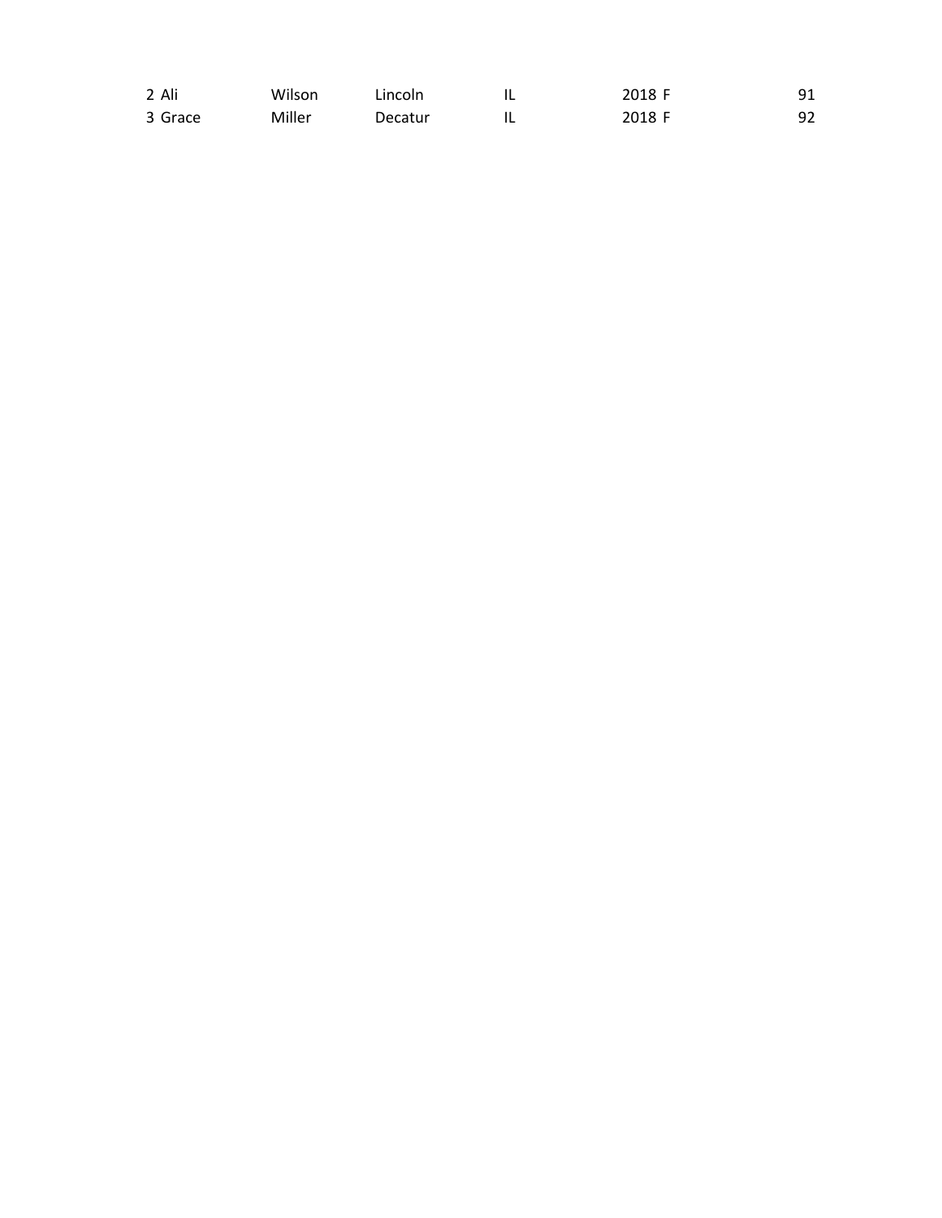| | | | | | | |
|---|---|---|---|---|---|---|
| 2 | Ali | Wilson | Lincoln | IL | 2018 | F | 91 |
| 3 | Grace | Miller | Decatur | IL | 2018 | F | 92 |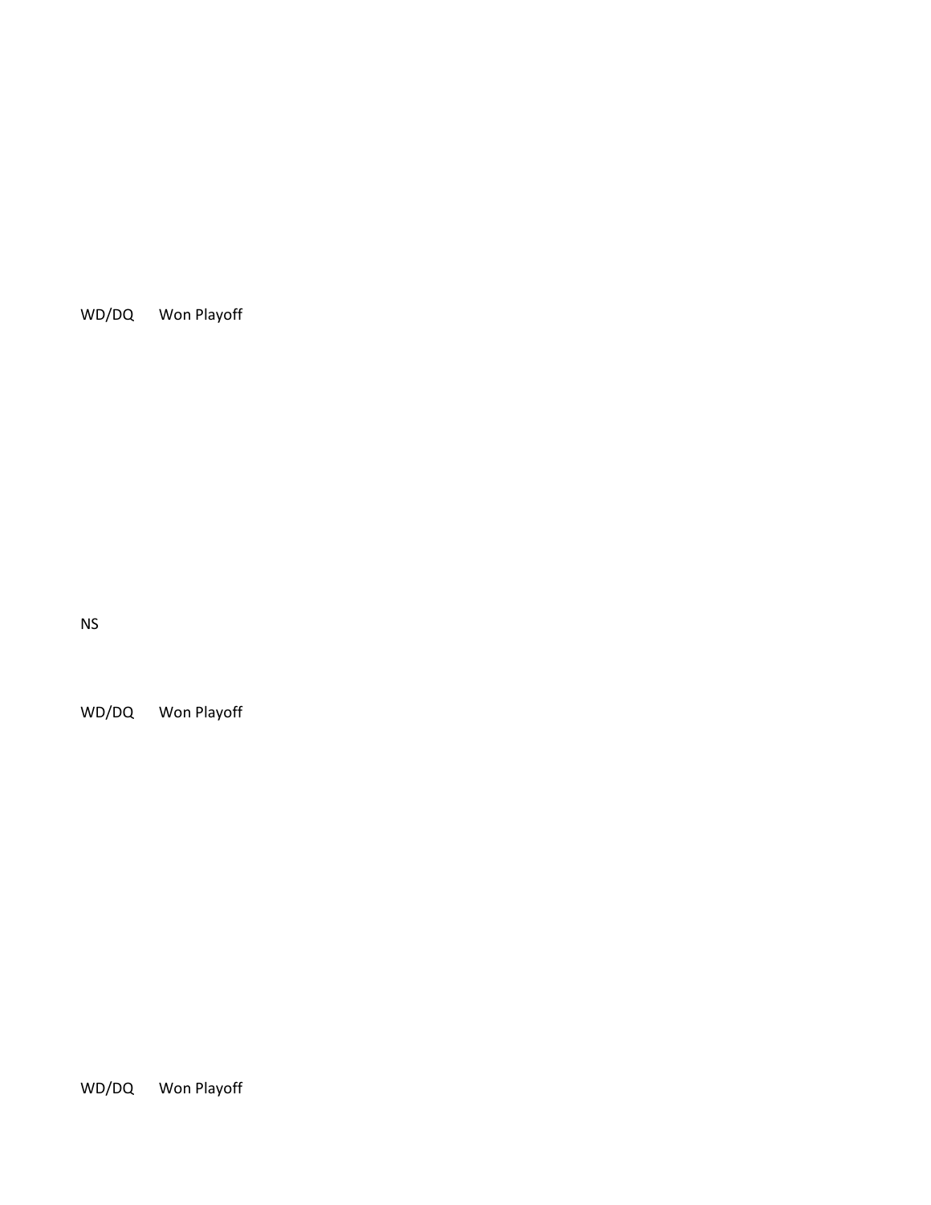WD/DQ Won Playoff

NS

WD/DQ Won Playoff

WD/DQ Won Playoff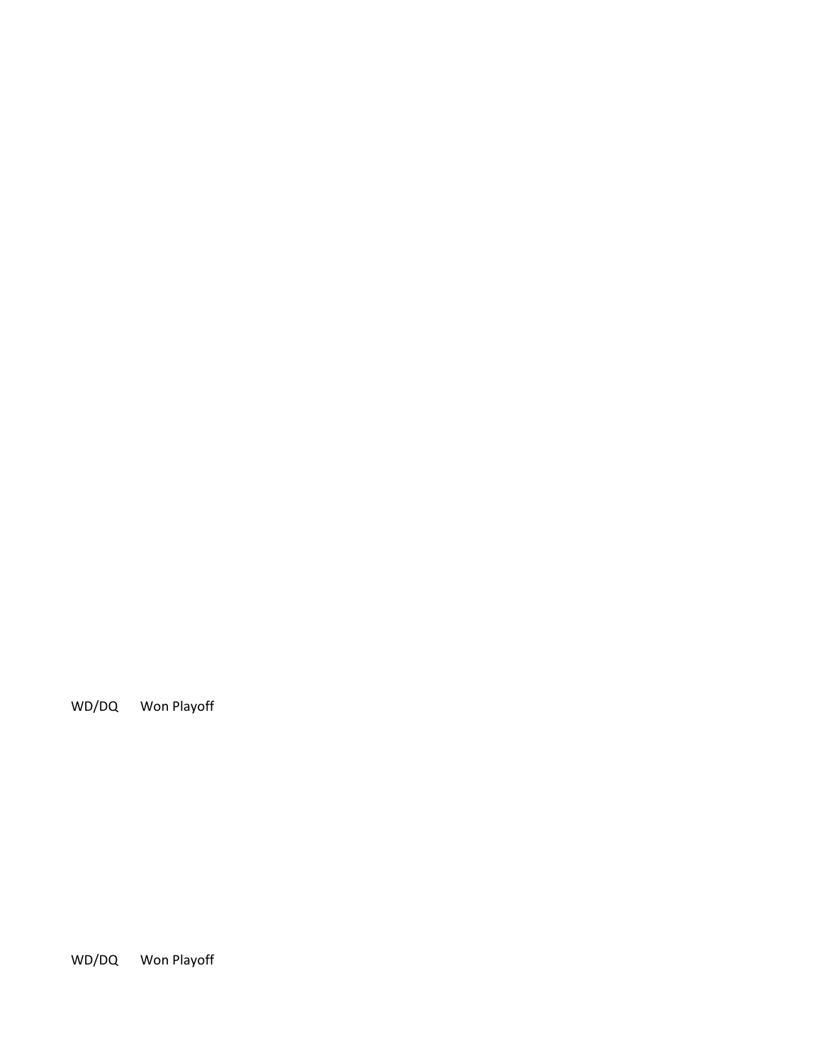WD/DQ     Won Playoff

WD/DQ     Won Playoff